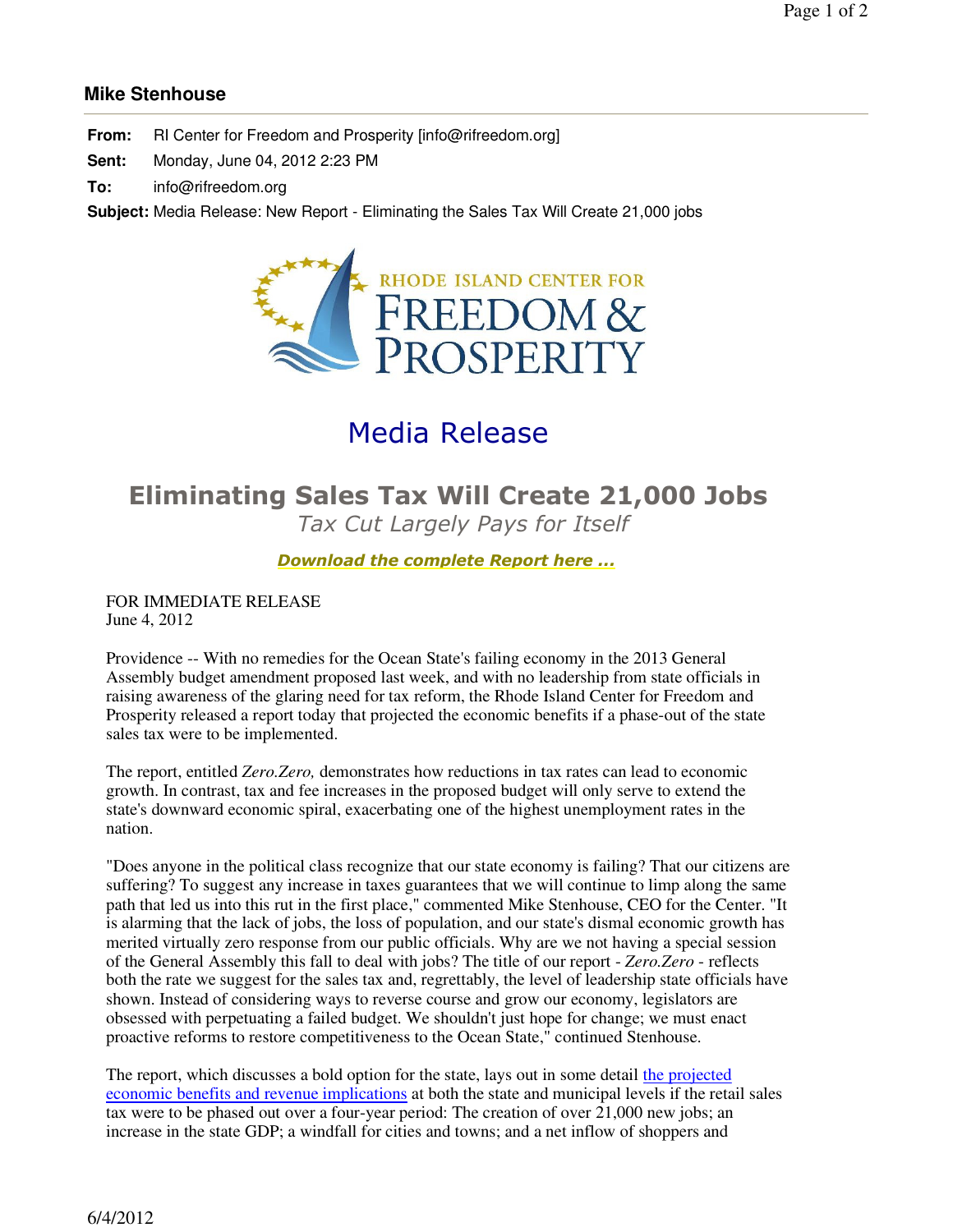**Mike Stenhouse**

**From:** RI Center for Freedom and Prosperity [info@rifreedom.org]

**Sent:** Monday, June 04, 2012 2:23 PM

**To:** info@rifreedom.org

**Subject:** Media Release: New Report - Eliminating the Sales Tax Will Create 21,000 jobs

RHODE ISLAND CENTER FOR FREEDOM & PROSPERITY

# Media Release

## Eliminating Sales Tax Will Create 21,000 Jobs

*Tax Cut Largely Pays for Itself*

***Download the complete Report here ...***

FOR IMMEDIATE RELEASE
June 4, 2012

Providence -- With no remedies for the Ocean State's failing economy in the 2013 General Assembly budget amendment proposed last week, and with no leadership from state officials in raising awareness of the glaring need for tax reform, the Rhode Island Center for Freedom and Prosperity released a report today that projected the economic benefits if a phase-out of the state sales tax were to be implemented.

The report, entitled *Zero.Zero,* demonstrates how reductions in tax rates can lead to economic growth. In contrast, tax and fee increases in the proposed budget will only serve to extend the state's downward economic spiral, exacerbating one of the highest unemployment rates in the nation.

"Does anyone in the political class recognize that our state economy is failing? That our citizens are suffering? To suggest any increase in taxes guarantees that we will continue to limp along the same path that led us into this rut in the first place," commented Mike Stenhouse, CEO for the Center. "It is alarming that the lack of jobs, the loss of population, and our state's dismal economic growth has merited virtually zero response from our public officials. Why are we not having a special session of the General Assembly this fall to deal with jobs? The title of our report - *Zero.Zero* - reflects both the rate we suggest for the sales tax and, regrettably, the level of leadership state officials have shown. Instead of considering ways to reverse course and grow our economy, legislators are obsessed with perpetuating a failed budget. We shouldn't just hope for change; we must enact proactive reforms to restore competitiveness to the Ocean State," continued Stenhouse.

The report, which discusses a bold option for the state, lays out in some detail the projected economic benefits and revenue implications at both the state and municipal levels if the retail sales tax were to be phased out over a four-year period: The creation of over 21,000 new jobs; an increase in the state GDP; a windfall for cities and towns; and a net inflow of shoppers and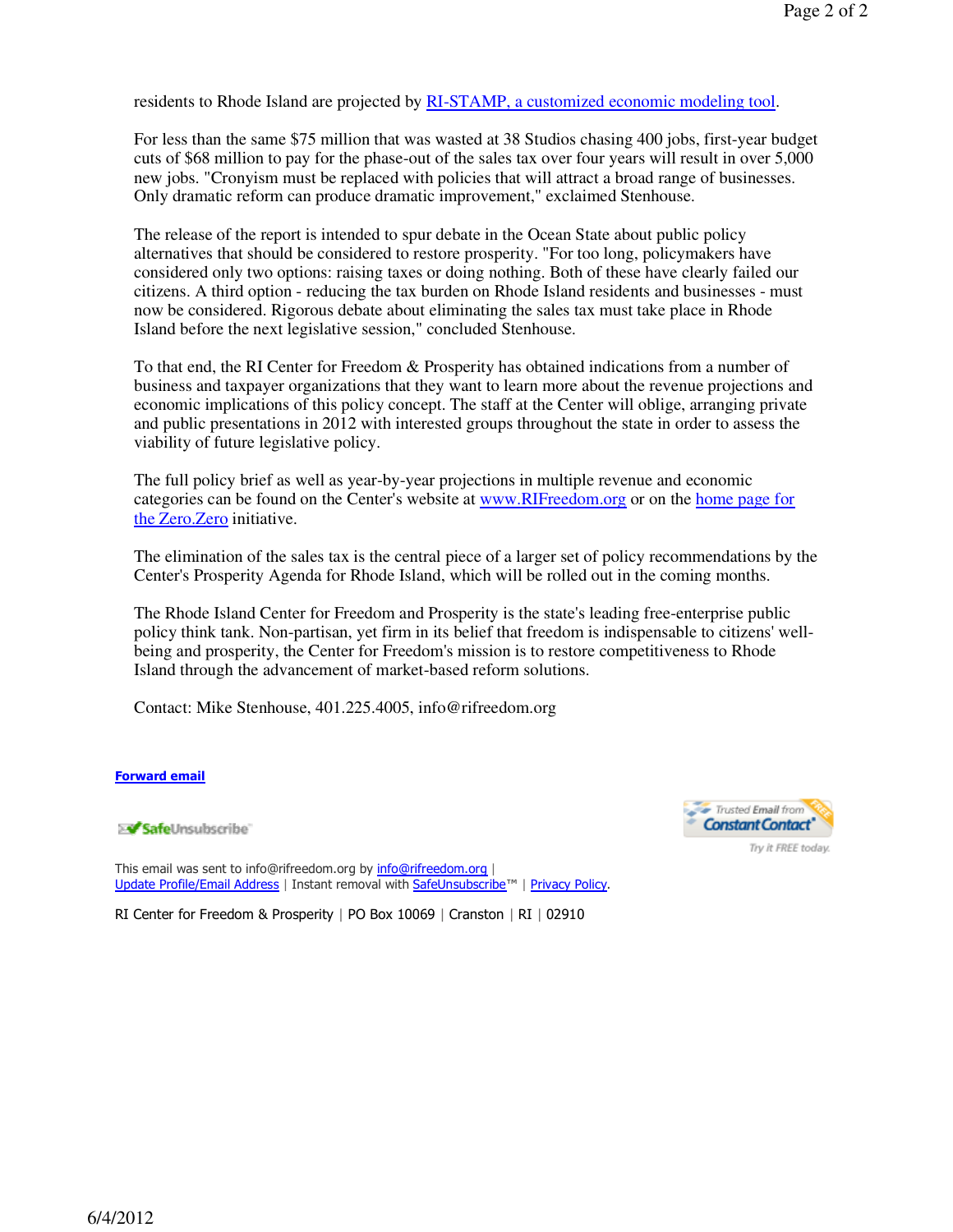residents to Rhode Island are projected by [RI-STAMP, a customized economic modeling tool](#).

For less than the same $75 million that was wasted at 38 Studios chasing 400 jobs, first-year budget cuts of $68 million to pay for the phase-out of the sales tax over four years will result in over 5,000 new jobs. "Cronyism must be replaced with policies that will attract a broad range of businesses. Only dramatic reform can produce dramatic improvement," exclaimed Stenhouse.

The release of the report is intended to spur debate in the Ocean State about public policy alternatives that should be considered to restore prosperity. "For too long, policymakers have considered only two options: raising taxes or doing nothing. Both of these have clearly failed our citizens. A third option - reducing the tax burden on Rhode Island residents and businesses - must now be considered. Rigorous debate about eliminating the sales tax must take place in Rhode Island before the next legislative session," concluded Stenhouse.

To that end, the RI Center for Freedom & Prosperity has obtained indications from a number of business and taxpayer organizations that they want to learn more about the revenue projections and economic implications of this policy concept. The staff at the Center will oblige, arranging private and public presentations in 2012 with interested groups throughout the state in order to assess the viability of future legislative policy.

The full policy brief as well as year-by-year projections in multiple revenue and economic categories can be found on the Center's website at www.RIFreedom.org or on the home page for the Zero.Zero initiative.

The elimination of the sales tax is the central piece of a larger set of policy recommendations by the Center's Prosperity Agenda for Rhode Island, which will be rolled out in the coming months.

The Rhode Island Center for Freedom and Prosperity is the state's leading free-enterprise public policy think tank. Non-partisan, yet firm in its belief that freedom is indispensable to citizens' well-being and prosperity, the Center for Freedom's mission is to restore competitiveness to Rhode Island through the advancement of market-based reform solutions.

Contact: Mike Stenhouse, 401.225.4005, info@rifreedom.org

**Forward email**

SafeUnsubscribe

Trusted Email from Constant Contact — Try it FREE today.

This email was sent to info@rifreedom.org by info@rifreedom.org | Update Profile/Email Address | Instant removal with SafeUnsubscribe™ | Privacy Policy.

RI Center for Freedom & Prosperity | PO Box 10069 | Cranston | RI | 02910